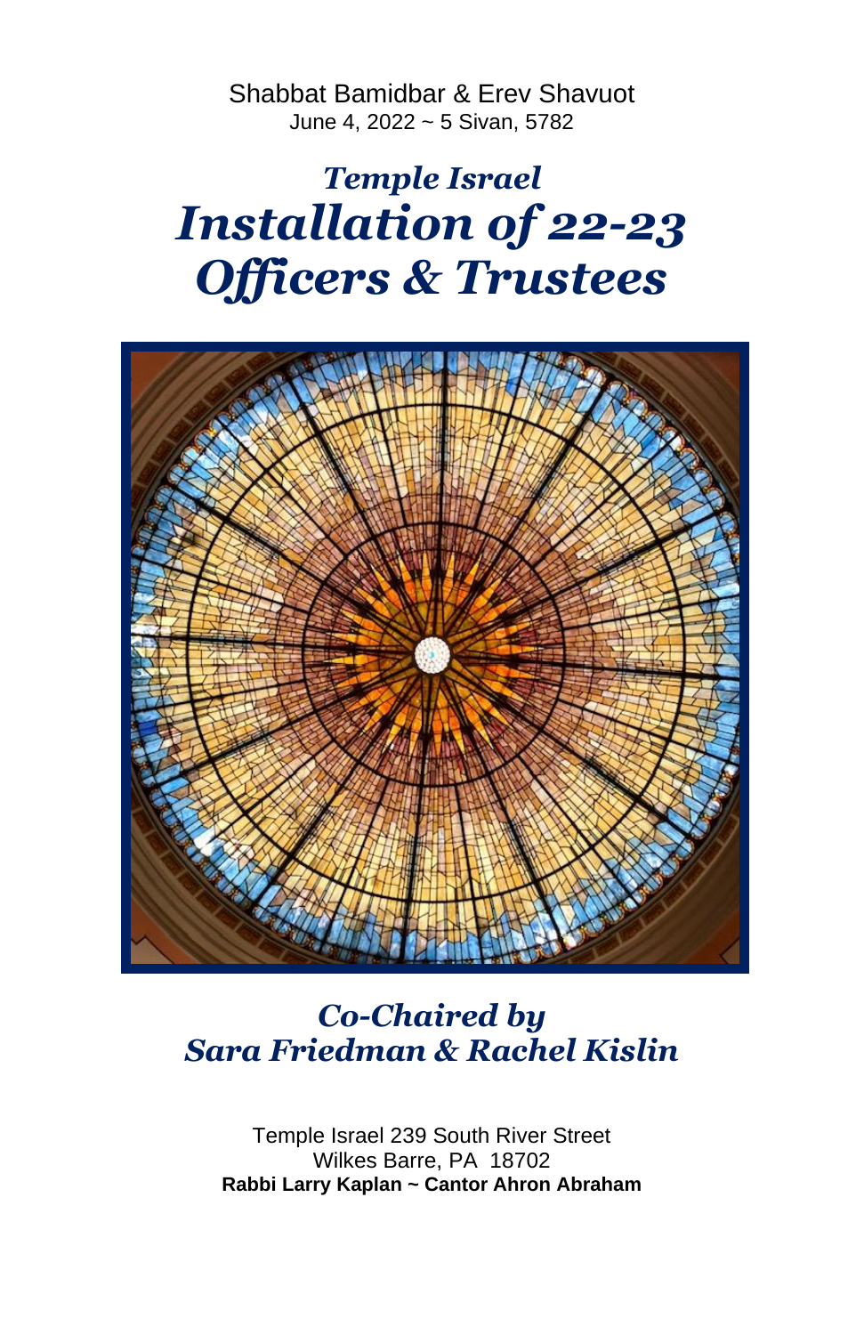Shabbat Bamidbar & Erev Shavuot
June 4, 2022 ~ 5 Sivan, 5782

# *Temple Israel*
# *Installation of 22-23 Officers & Trustees*

## *Co-Chaired by Sara Friedman & Rachel Kislin*

Temple Israel 239 South River Street
Wilkes Barre, PA 18702
**Rabbi Larry Kaplan ~ Cantor Ahron Abraham**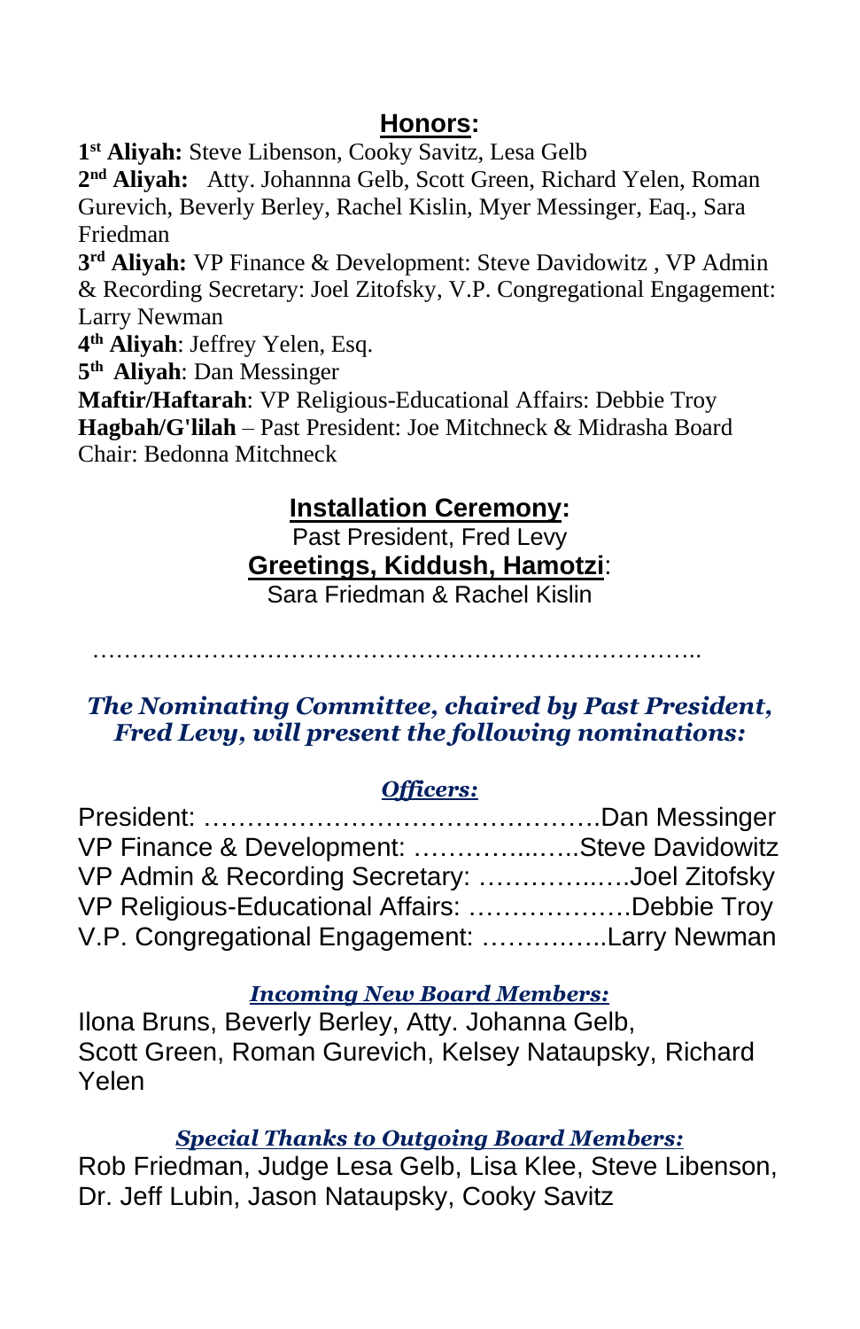## Honors:

**1st Aliyah:** Steve Libenson, Cooky Savitz, Lesa Gelb
**2nd Aliyah:** Atty. Johanna Gelb, Scott Green, Richard Yelen, Roman Gurevich, Beverly Berley, Rachel Kislin, Myer Messinger, Eaq., Sara Friedman
**3rd Aliyah:** VP Finance & Development: Steve Davidowitz , VP Admin & Recording Secretary: Joel Zitofsky, V.P. Congregational Engagement: Larry Newman
**4th Aliyah**: Jeffrey Yelen, Esq.
**5th Aliyah**: Dan Messinger
**Maftir/Haftarah**: VP Religious-Educational Affairs: Debbie Troy
**Hagbah/G'lilah** – Past President: Joe Mitchneck & Midrasha Board Chair: Bedonna Mitchneck

## Installation Ceremony:

Past President, Fred Levy

## Greetings, Kiddush, Hamotzi:

Sara Friedman & Rachel Kislin

…………………………………………………………………..

***The Nominating Committee, chaired by Past President, Fred Levy, will present the following nominations:***

***Officers:***

President: ……………………………………….Dan Messinger
VP Finance & Development: ………….…….Steve Davidowitz
VP Admin & Recording Secretary: ……………..….Joel Zitofsky
VP Religious-Educational Affairs: ……………….Debbie Troy
V.P. Congregational Engagement: …………..Larry Newman

***Incoming New Board Members:***

Ilona Bruns, Beverly Berley, Atty. Johanna Gelb, Scott Green, Roman Gurevich, Kelsey Nataupsky, Richard Yelen

***Special Thanks to Outgoing Board Members:***

Rob Friedman, Judge Lesa Gelb, Lisa Klee, Steve Libenson, Dr. Jeff Lubin, Jason Nataupsky, Cooky Savitz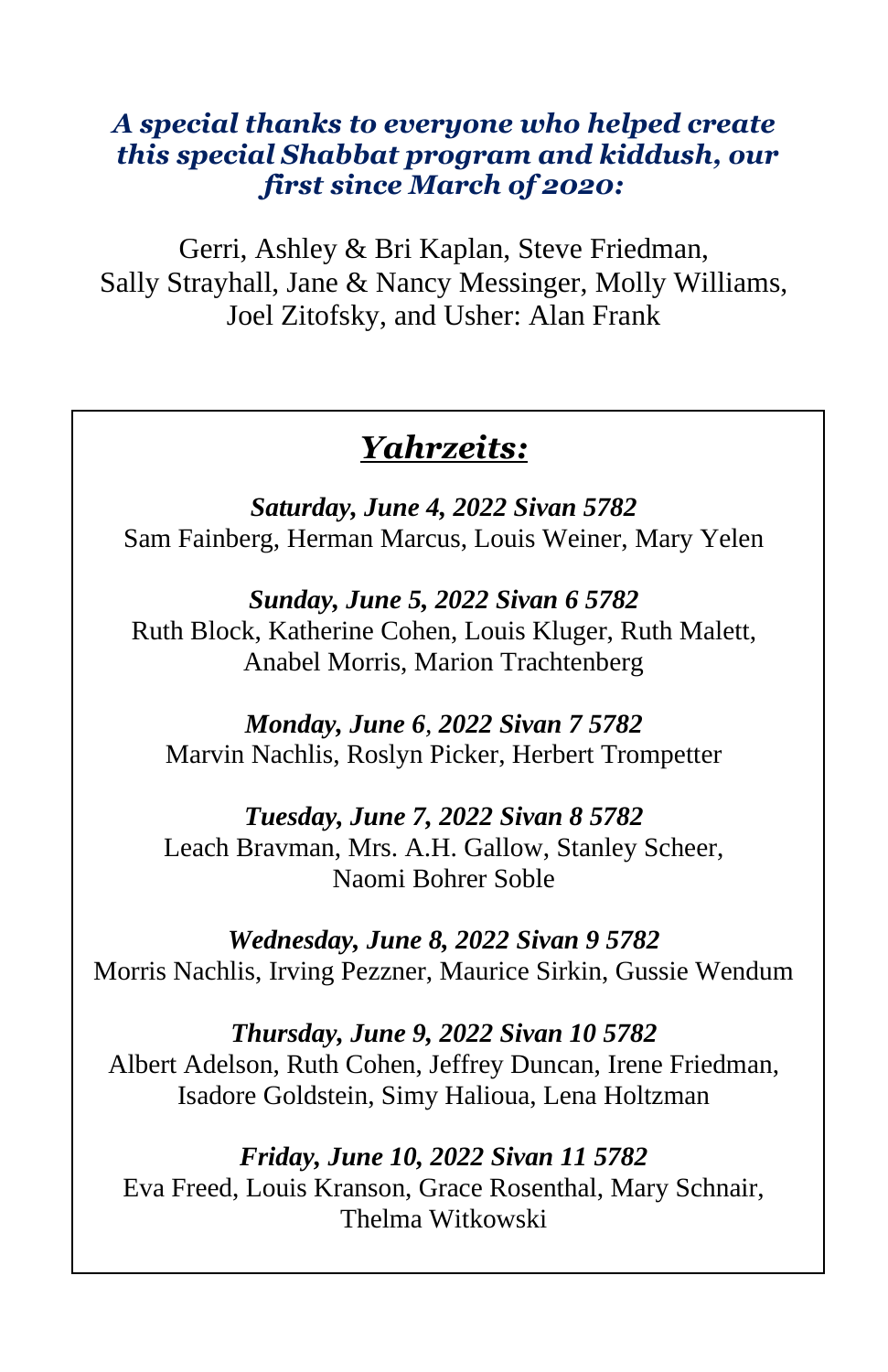***A special thanks to everyone who helped create this special Shabbat program and kiddush, our first since March of 2020:***

Gerri, Ashley & Bri Kaplan, Steve Friedman, Sally Strayhall, Jane & Nancy Messinger, Molly Williams, Joel Zitofsky, and Usher: Alan Frank

## ***Yahrzeits:***

***Saturday, June 4, 2022 Sivan 5782***
Sam Fainberg, Herman Marcus, Louis Weiner, Mary Yelen

***Sunday, June 5, 2022 Sivan 6 5782***
Ruth Block, Katherine Cohen, Louis Kluger, Ruth Malett, Anabel Morris, Marion Trachtenberg

***Monday, June 6, 2022 Sivan 7 5782***
Marvin Nachlis, Roslyn Picker, Herbert Trompetter

***Tuesday, June 7, 2022 Sivan 8 5782***
Leach Bravman, Mrs. A.H. Gallow, Stanley Scheer, Naomi Bohrer Soble

***Wednesday, June 8, 2022 Sivan 9 5782***
Morris Nachlis, Irving Pezzner, Maurice Sirkin, Gussie Wendum

***Thursday, June 9, 2022 Sivan 10 5782***
Albert Adelson, Ruth Cohen, Jeffrey Duncan, Irene Friedman, Isadore Goldstein, Simy Halioua, Lena Holtzman

***Friday, June 10, 2022 Sivan 11 5782***
Eva Freed, Louis Kranson, Grace Rosenthal, Mary Schnair, Thelma Witkowski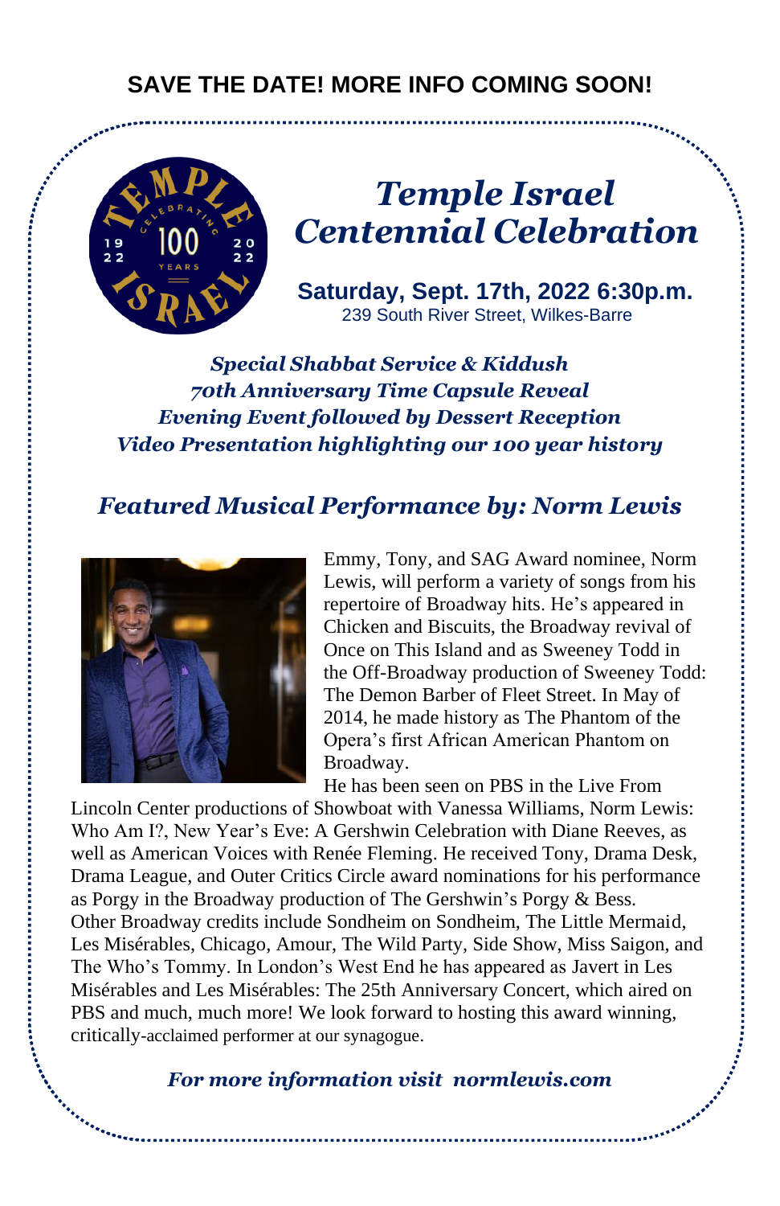**SAVE THE DATE! MORE INFO COMING SOON!**

# *Temple Israel Centennial Celebration*

**Saturday, Sept. 17th, 2022 6:30p.m.**
239 South River Street, Wilkes-Barre

***Special Shabbat Service & Kiddush***
***70th Anniversary Time Capsule Reveal***
***Evening Event followed by Dessert Reception***
***Video Presentation highlighting our 100 year history***

## *Featured Musical Performance by: Norm Lewis*

Emmy, Tony, and SAG Award nominee, Norm Lewis, will perform a variety of songs from his repertoire of Broadway hits. He's appeared in Chicken and Biscuits, the Broadway revival of Once on This Island and as Sweeney Todd in the Off-Broadway production of Sweeney Todd: The Demon Barber of Fleet Street. In May of 2014, he made history as The Phantom of the Opera's first African American Phantom on Broadway.

He has been seen on PBS in the Live From Lincoln Center productions of Showboat with Vanessa Williams, Norm Lewis: Who Am I?, New Year's Eve: A Gershwin Celebration with Diane Reeves, as well as American Voices with Renée Fleming. He received Tony, Drama Desk, Drama League, and Outer Critics Circle award nominations for his performance as Porgy in the Broadway production of The Gershwin's Porgy & Bess. Other Broadway credits include Sondheim on Sondheim, The Little Mermaid, Les Misérables, Chicago, Amour, The Wild Party, Side Show, Miss Saigon, and The Who's Tommy. In London's West End he has appeared as Javert in Les Misérables and Les Misérables: The 25th Anniversary Concert, which aired on PBS and much, much more! We look forward to hosting this award winning, critically-acclaimed performer at our synagogue.

***For more information visit normlewis.com***